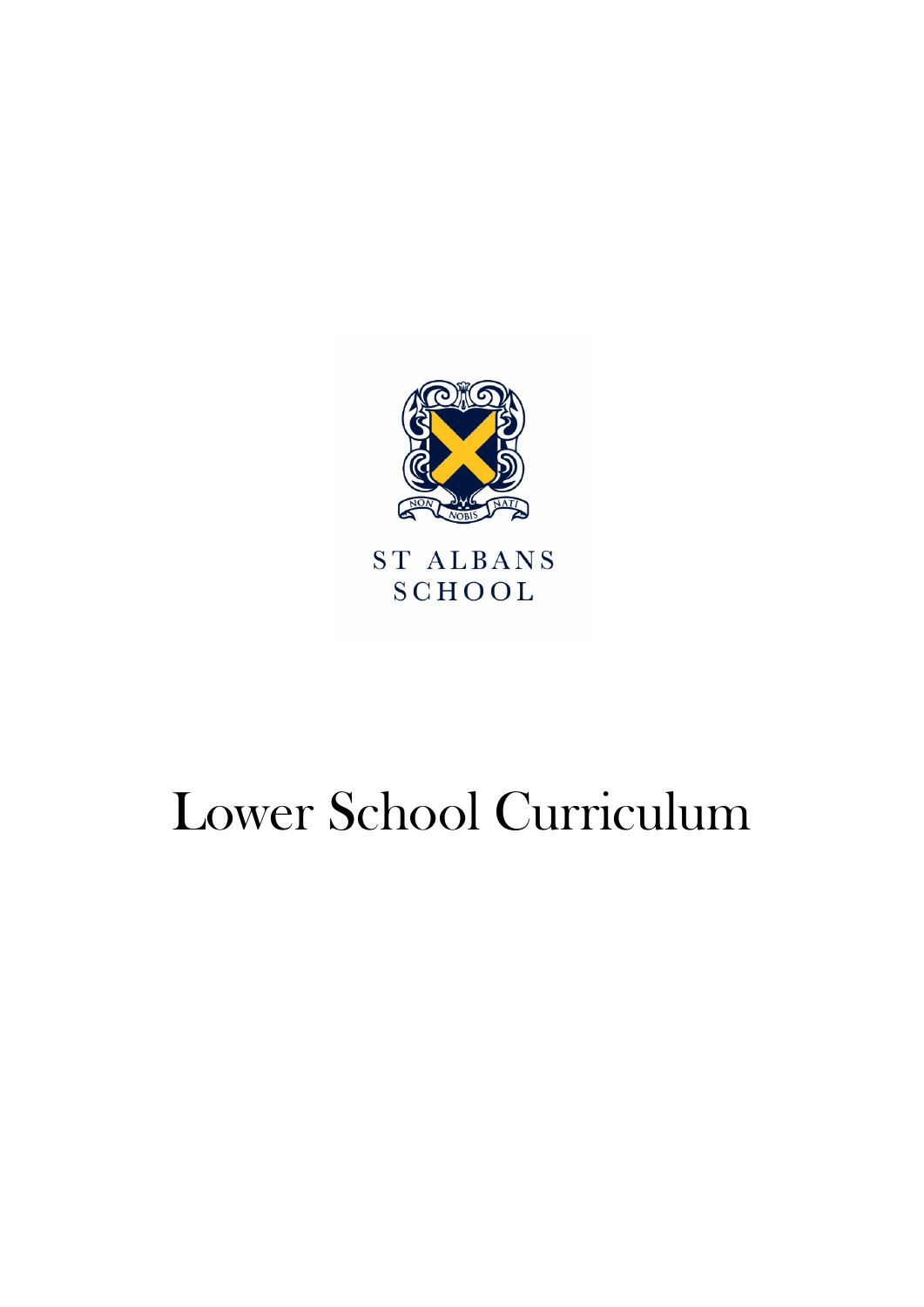NON NOBIS NATI

ST ALBANS SCHOOL

# Lower School Curriculum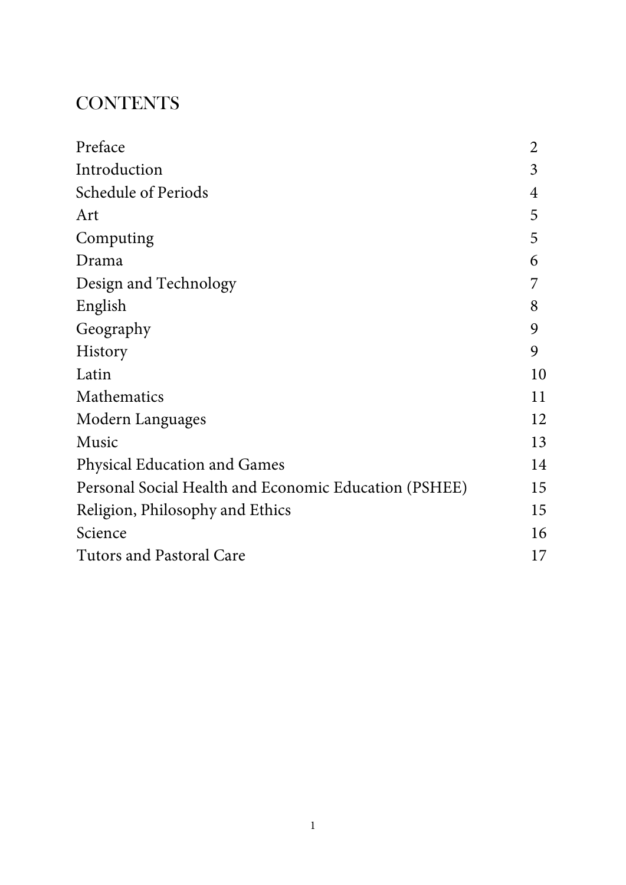# CONTENTS

| | |
|---|---|
| Preface | 2 |
| Introduction | 3 |
| Schedule of Periods | 4 |
| Art | 5 |
| Computing | 5 |
| Drama | 6 |
| Design and Technology | 7 |
| English | 8 |
| Geography | 9 |
| History | 9 |
| Latin | 10 |
| Mathematics | 11 |
| Modern Languages | 12 |
| Music | 13 |
| Physical Education and Games | 14 |
| Personal Social Health and Economic Education (PSHEE) | 15 |
| Religion, Philosophy and Ethics | 15 |
| Science | 16 |
| Tutors and Pastoral Care | 17 |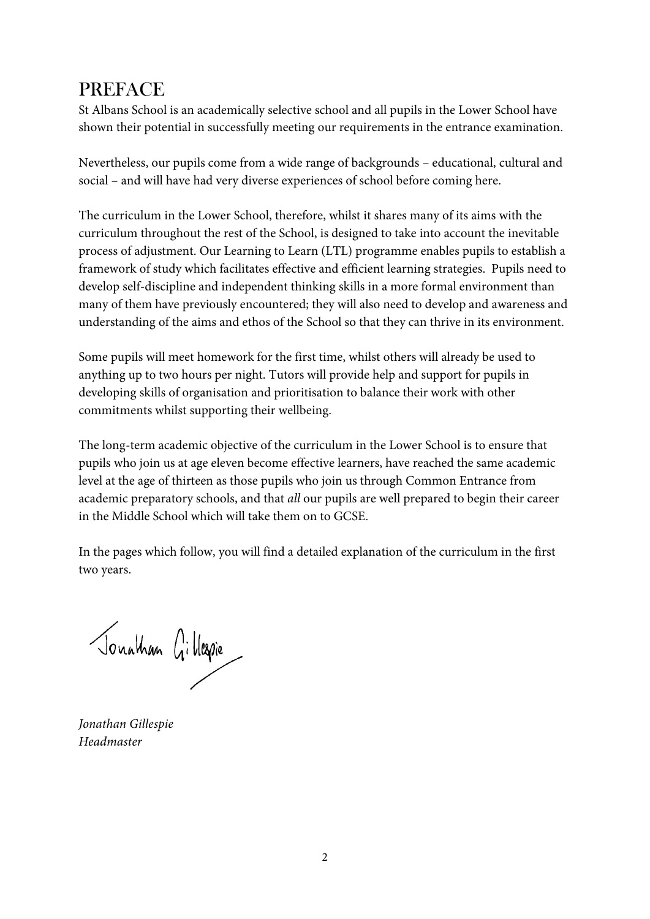# PREFACE

St Albans School is an academically selective school and all pupils in the Lower School have shown their potential in successfully meeting our requirements in the entrance examination.

Nevertheless, our pupils come from a wide range of backgrounds – educational, cultural and social – and will have had very diverse experiences of school before coming here.

The curriculum in the Lower School, therefore, whilst it shares many of its aims with the curriculum throughout the rest of the School, is designed to take into account the inevitable process of adjustment. Our Learning to Learn (LTL) programme enables pupils to establish a framework of study which facilitates effective and efficient learning strategies. Pupils need to develop self-discipline and independent thinking skills in a more formal environment than many of them have previously encountered; they will also need to develop and awareness and understanding of the aims and ethos of the School so that they can thrive in its environment.

Some pupils will meet homework for the first time, whilst others will already be used to anything up to two hours per night. Tutors will provide help and support for pupils in developing skills of organisation and prioritisation to balance their work with other commitments whilst supporting their wellbeing.

The long-term academic objective of the curriculum in the Lower School is to ensure that pupils who join us at age eleven become effective learners, have reached the same academic level at the age of thirteen as those pupils who join us through Common Entrance from academic preparatory schools, and that *all* our pupils are well prepared to begin their career in the Middle School which will take them on to GCSE.

In the pages which follow, you will find a detailed explanation of the curriculum in the first two years.

Jonathan Gillespie

*Jonathan Gillespie*
*Headmaster*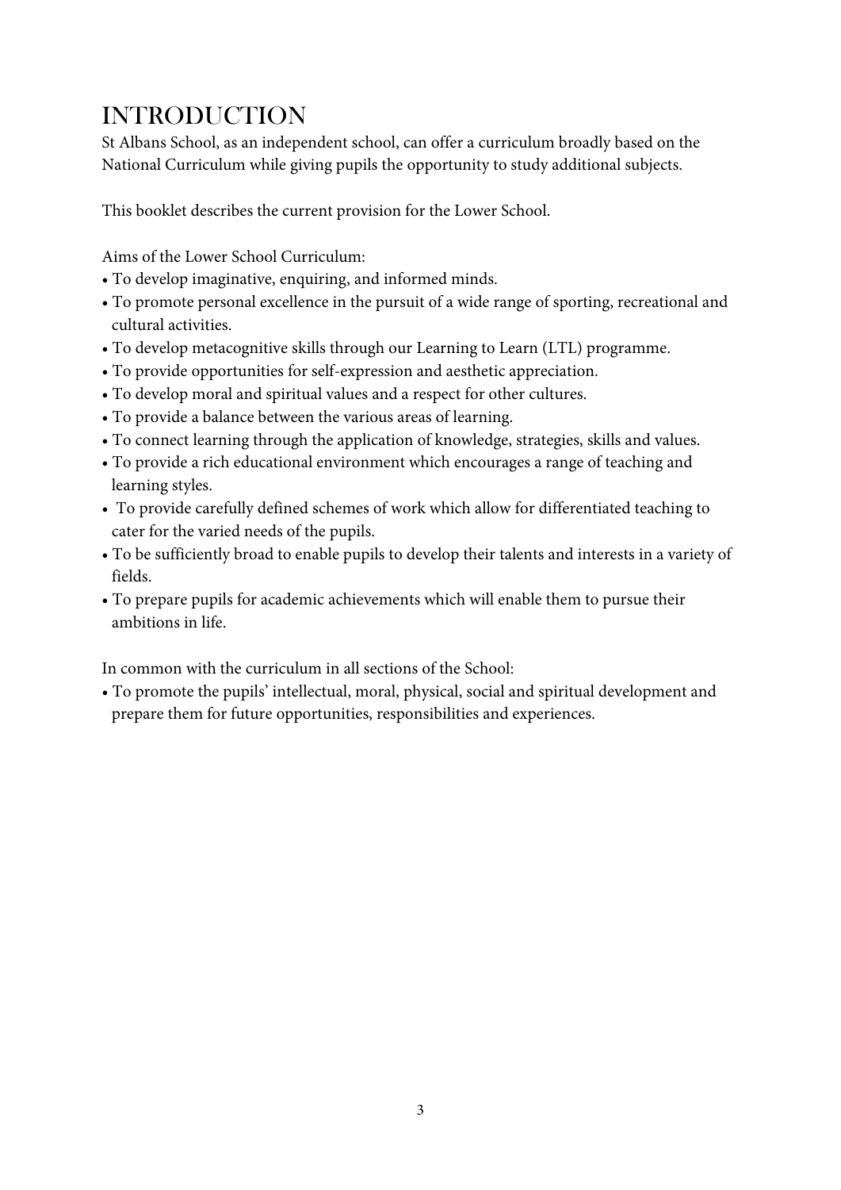# INTRODUCTION

St Albans School, as an independent school, can offer a curriculum broadly based on the National Curriculum while giving pupils the opportunity to study additional subjects.

This booklet describes the current provision for the Lower School.

Aims of the Lower School Curriculum:

- To develop imaginative, enquiring, and informed minds.
- To promote personal excellence in the pursuit of a wide range of sporting, recreational and cultural activities.
- To develop metacognitive skills through our Learning to Learn (LTL) programme.
- To provide opportunities for self-expression and aesthetic appreciation.
- To develop moral and spiritual values and a respect for other cultures.
- To provide a balance between the various areas of learning.
- To connect learning through the application of knowledge, strategies, skills and values.
- To provide a rich educational environment which encourages a range of teaching and learning styles.
- To provide carefully defined schemes of work which allow for differentiated teaching to cater for the varied needs of the pupils.
- To be sufficiently broad to enable pupils to develop their talents and interests in a variety of fields.
- To prepare pupils for academic achievements which will enable them to pursue their ambitions in life.

In common with the curriculum in all sections of the School:

- To promote the pupils' intellectual, moral, physical, social and spiritual development and prepare them for future opportunities, responsibilities and experiences.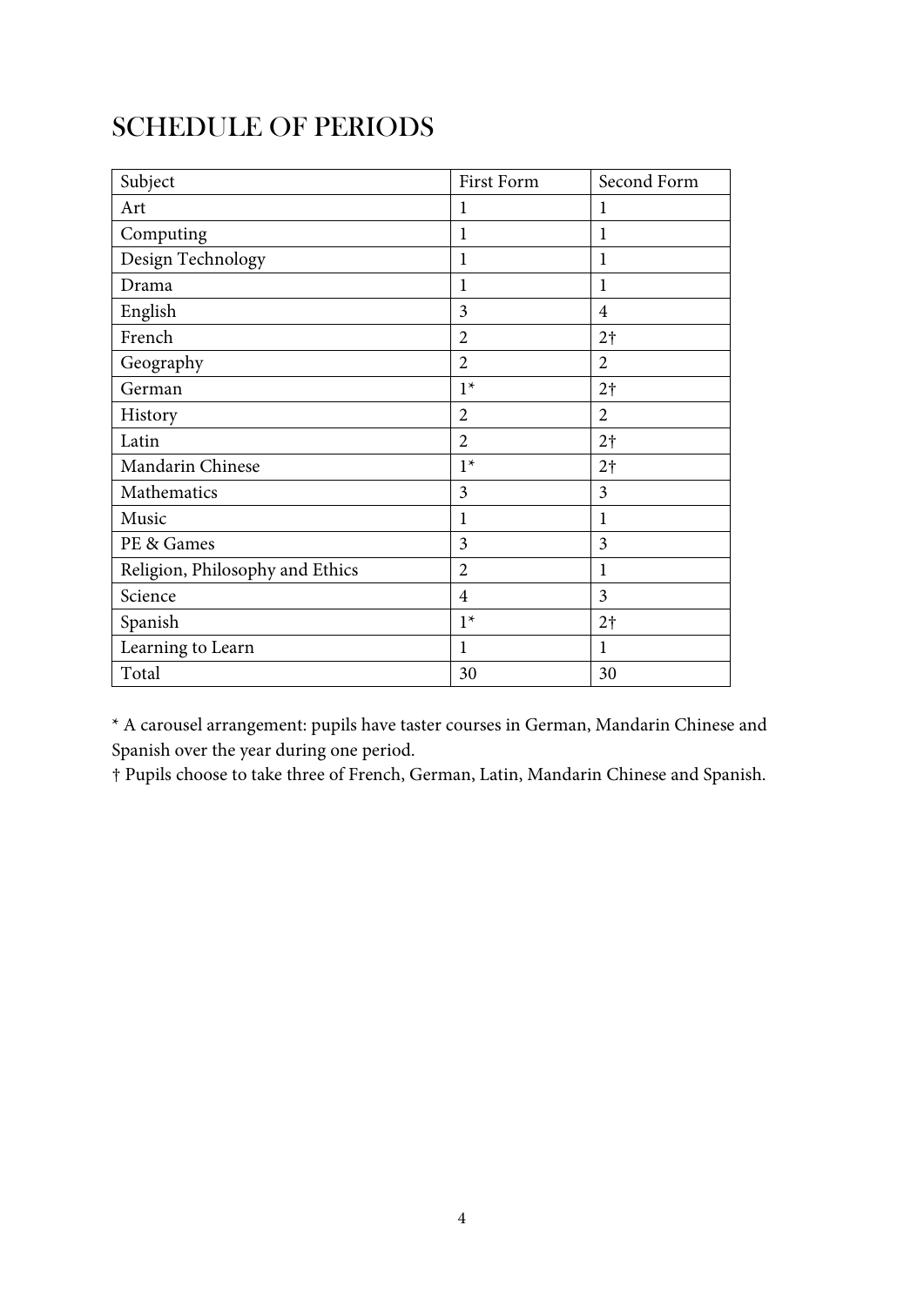# SCHEDULE OF PERIODS

| Subject | First Form | Second Form |
|---|---|---|
| Art | 1 | 1 |
| Computing | 1 | 1 |
| Design Technology | 1 | 1 |
| Drama | 1 | 1 |
| English | 3 | 4 |
| French | 2 | 2† |
| Geography | 2 | 2 |
| German | 1* | 2† |
| History | 2 | 2 |
| Latin | 2 | 2† |
| Mandarin Chinese | 1* | 2† |
| Mathematics | 3 | 3 |
| Music | 1 | 1 |
| PE & Games | 3 | 3 |
| Religion, Philosophy and Ethics | 2 | 1 |
| Science | 4 | 3 |
| Spanish | 1* | 2† |
| Learning to Learn | 1 | 1 |
| Total | 30 | 30 |

* A carousel arrangement: pupils have taster courses in German, Mandarin Chinese and Spanish over the year during one period.

† Pupils choose to take three of French, German, Latin, Mandarin Chinese and Spanish.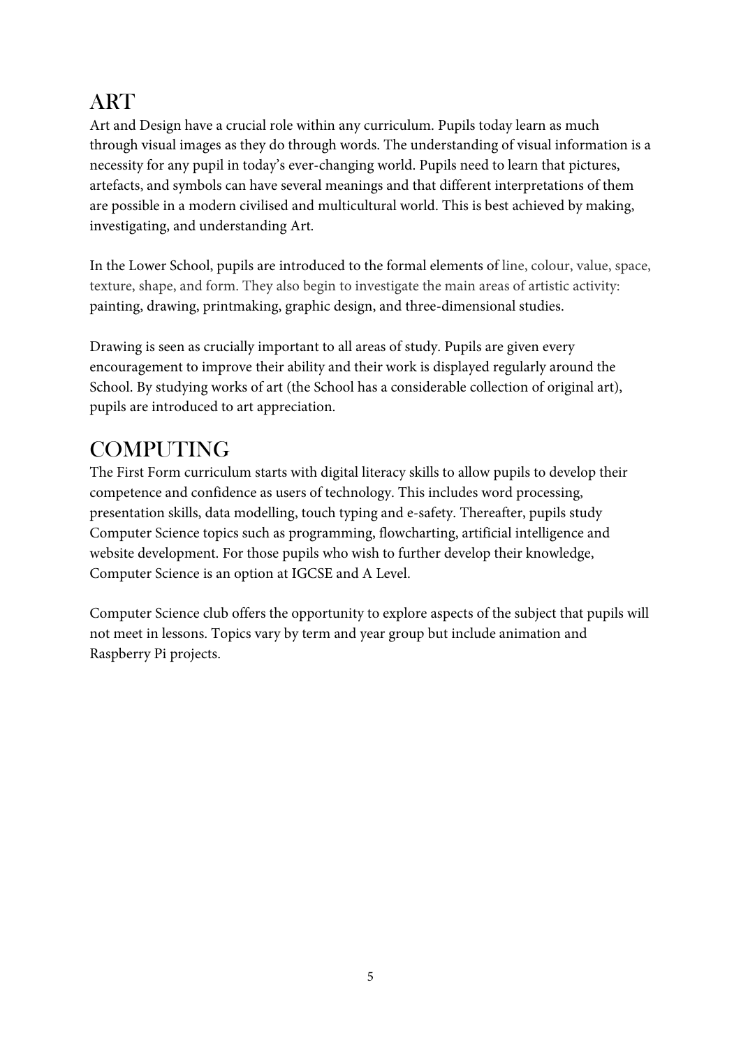# ART

Art and Design have a crucial role within any curriculum. Pupils today learn as much through visual images as they do through words. The understanding of visual information is a necessity for any pupil in today's ever-changing world. Pupils need to learn that pictures, artefacts, and symbols can have several meanings and that different interpretations of them are possible in a modern civilised and multicultural world. This is best achieved by making, investigating, and understanding Art.

In the Lower School, pupils are introduced to the formal elements of line, colour, value, space, texture, shape, and form. They also begin to investigate the main areas of artistic activity: painting, drawing, printmaking, graphic design, and three-dimensional studies.

Drawing is seen as crucially important to all areas of study. Pupils are given every encouragement to improve their ability and their work is displayed regularly around the School. By studying works of art (the School has a considerable collection of original art), pupils are introduced to art appreciation.

# COMPUTING

The First Form curriculum starts with digital literacy skills to allow pupils to develop their competence and confidence as users of technology. This includes word processing, presentation skills, data modelling, touch typing and e-safety. Thereafter, pupils study Computer Science topics such as programming, flowcharting, artificial intelligence and website development. For those pupils who wish to further develop their knowledge, Computer Science is an option at IGCSE and A Level.

Computer Science club offers the opportunity to explore aspects of the subject that pupils will not meet in lessons. Topics vary by term and year group but include animation and Raspberry Pi projects.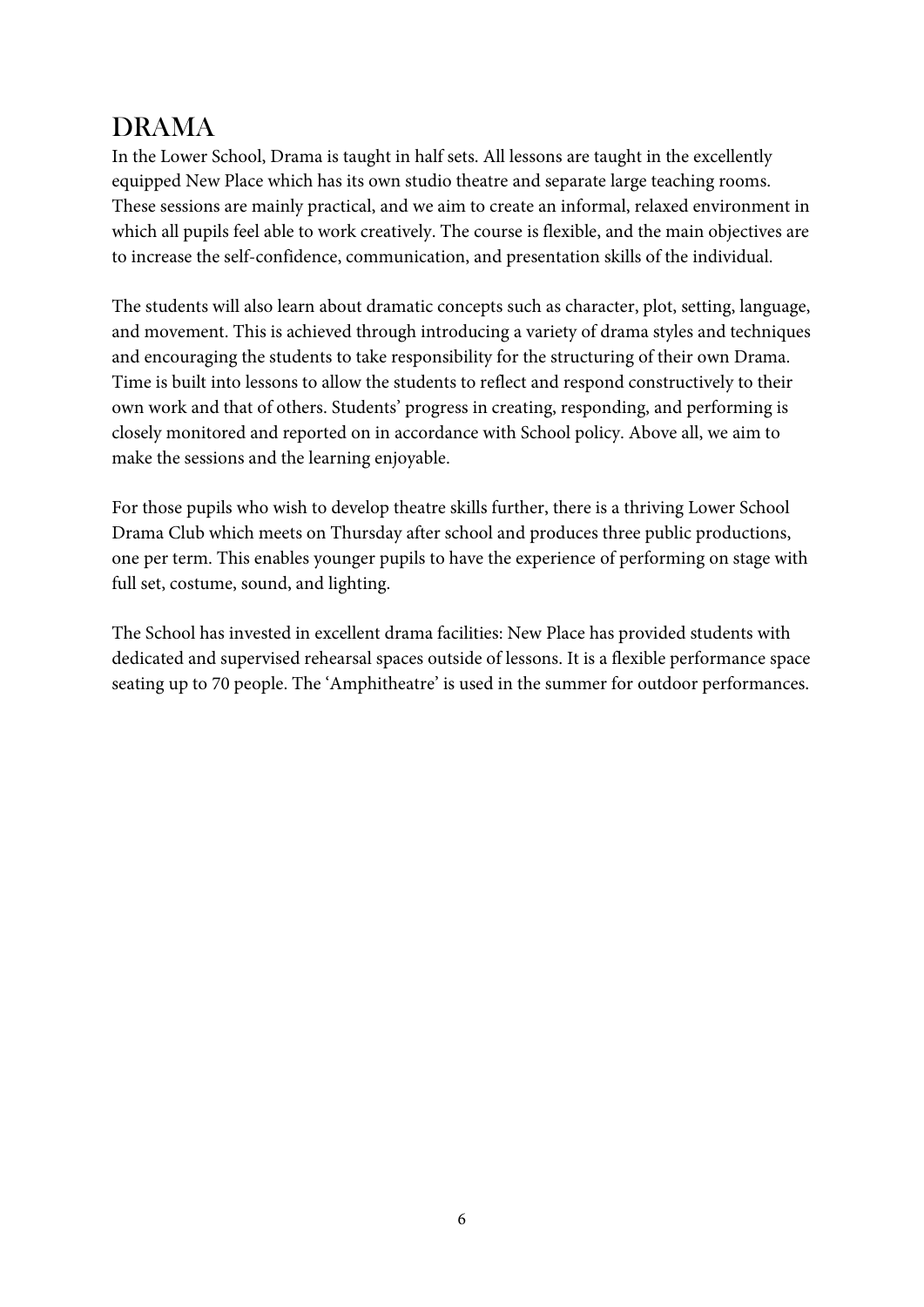# DRAMA

In the Lower School, Drama is taught in half sets. All lessons are taught in the excellently equipped New Place which has its own studio theatre and separate large teaching rooms. These sessions are mainly practical, and we aim to create an informal, relaxed environment in which all pupils feel able to work creatively. The course is flexible, and the main objectives are to increase the self-confidence, communication, and presentation skills of the individual.

The students will also learn about dramatic concepts such as character, plot, setting, language, and movement. This is achieved through introducing a variety of drama styles and techniques and encouraging the students to take responsibility for the structuring of their own Drama. Time is built into lessons to allow the students to reflect and respond constructively to their own work and that of others. Students' progress in creating, responding, and performing is closely monitored and reported on in accordance with School policy. Above all, we aim to make the sessions and the learning enjoyable.

For those pupils who wish to develop theatre skills further, there is a thriving Lower School Drama Club which meets on Thursday after school and produces three public productions, one per term. This enables younger pupils to have the experience of performing on stage with full set, costume, sound, and lighting.

The School has invested in excellent drama facilities: New Place has provided students with dedicated and supervised rehearsal spaces outside of lessons. It is a flexible performance space seating up to 70 people. The 'Amphitheatre' is used in the summer for outdoor performances.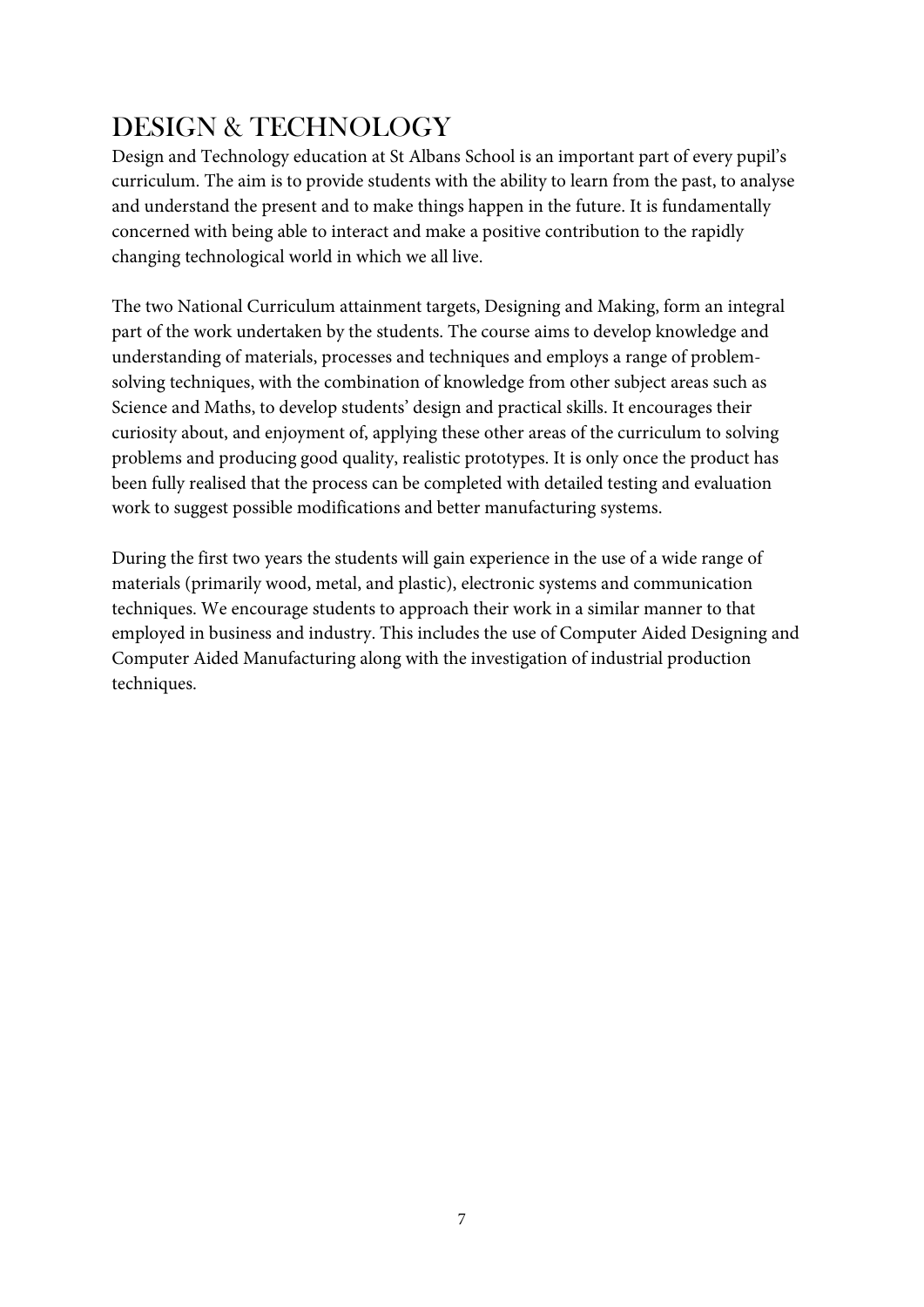# DESIGN & TECHNOLOGY

Design and Technology education at St Albans School is an important part of every pupil's curriculum. The aim is to provide students with the ability to learn from the past, to analyse and understand the present and to make things happen in the future. It is fundamentally concerned with being able to interact and make a positive contribution to the rapidly changing technological world in which we all live.

The two National Curriculum attainment targets, Designing and Making, form an integral part of the work undertaken by the students. The course aims to develop knowledge and understanding of materials, processes and techniques and employs a range of problem-solving techniques, with the combination of knowledge from other subject areas such as Science and Maths, to develop students' design and practical skills. It encourages their curiosity about, and enjoyment of, applying these other areas of the curriculum to solving problems and producing good quality, realistic prototypes. It is only once the product has been fully realised that the process can be completed with detailed testing and evaluation work to suggest possible modifications and better manufacturing systems.

During the first two years the students will gain experience in the use of a wide range of materials (primarily wood, metal, and plastic), electronic systems and communication techniques. We encourage students to approach their work in a similar manner to that employed in business and industry. This includes the use of Computer Aided Designing and Computer Aided Manufacturing along with the investigation of industrial production techniques.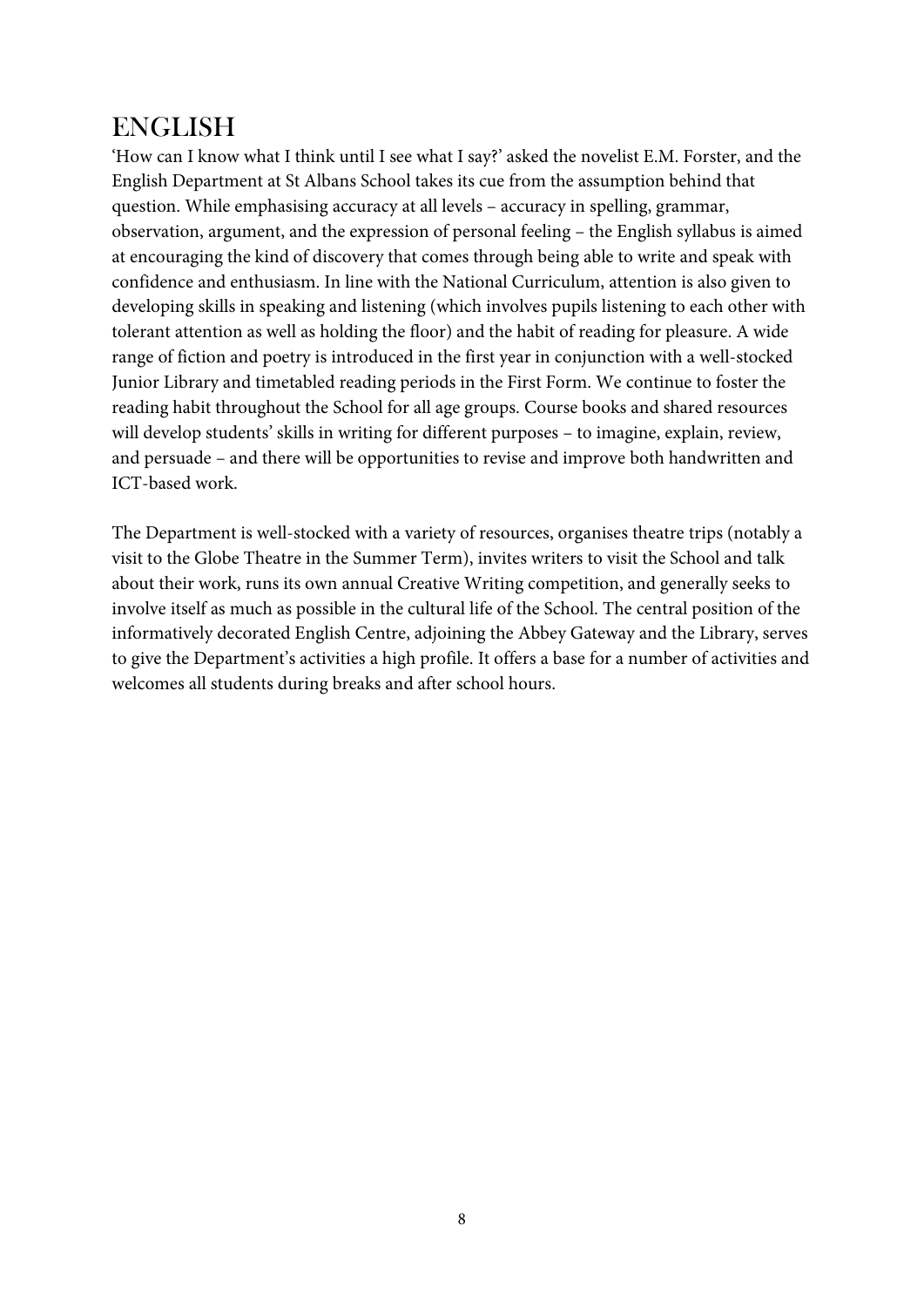# ENGLISH

'How can I know what I think until I see what I say?' asked the novelist E.M. Forster, and the English Department at St Albans School takes its cue from the assumption behind that question. While emphasising accuracy at all levels – accuracy in spelling, grammar, observation, argument, and the expression of personal feeling – the English syllabus is aimed at encouraging the kind of discovery that comes through being able to write and speak with confidence and enthusiasm. In line with the National Curriculum, attention is also given to developing skills in speaking and listening (which involves pupils listening to each other with tolerant attention as well as holding the floor) and the habit of reading for pleasure. A wide range of fiction and poetry is introduced in the first year in conjunction with a well-stocked Junior Library and timetabled reading periods in the First Form. We continue to foster the reading habit throughout the School for all age groups. Course books and shared resources will develop students' skills in writing for different purposes – to imagine, explain, review, and persuade – and there will be opportunities to revise and improve both handwritten and ICT-based work.

The Department is well-stocked with a variety of resources, organises theatre trips (notably a visit to the Globe Theatre in the Summer Term), invites writers to visit the School and talk about their work, runs its own annual Creative Writing competition, and generally seeks to involve itself as much as possible in the cultural life of the School. The central position of the informatively decorated English Centre, adjoining the Abbey Gateway and the Library, serves to give the Department's activities a high profile. It offers a base for a number of activities and welcomes all students during breaks and after school hours.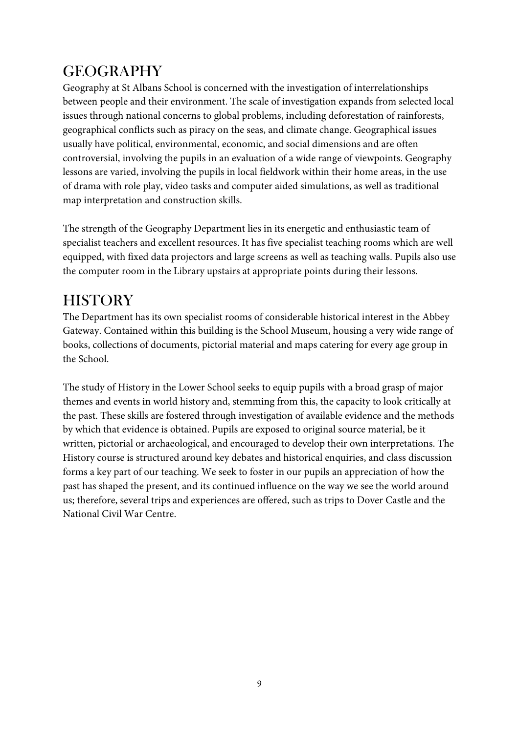## GEOGRAPHY

Geography at St Albans School is concerned with the investigation of interrelationships between people and their environment. The scale of investigation expands from selected local issues through national concerns to global problems, including deforestation of rainforests, geographical conflicts such as piracy on the seas, and climate change. Geographical issues usually have political, environmental, economic, and social dimensions and are often controversial, involving the pupils in an evaluation of a wide range of viewpoints. Geography lessons are varied, involving the pupils in local fieldwork within their home areas, in the use of drama with role play, video tasks and computer aided simulations, as well as traditional map interpretation and construction skills.

The strength of the Geography Department lies in its energetic and enthusiastic team of specialist teachers and excellent resources. It has five specialist teaching rooms which are well equipped, with fixed data projectors and large screens as well as teaching walls. Pupils also use the computer room in the Library upstairs at appropriate points during their lessons.

## HISTORY

The Department has its own specialist rooms of considerable historical interest in the Abbey Gateway. Contained within this building is the School Museum, housing a very wide range of books, collections of documents, pictorial material and maps catering for every age group in the School.

The study of History in the Lower School seeks to equip pupils with a broad grasp of major themes and events in world history and, stemming from this, the capacity to look critically at the past. These skills are fostered through investigation of available evidence and the methods by which that evidence is obtained. Pupils are exposed to original source material, be it written, pictorial or archaeological, and encouraged to develop their own interpretations. The History course is structured around key debates and historical enquiries, and class discussion forms a key part of our teaching. We seek to foster in our pupils an appreciation of how the past has shaped the present, and its continued influence on the way we see the world around us; therefore, several trips and experiences are offered, such as trips to Dover Castle and the National Civil War Centre.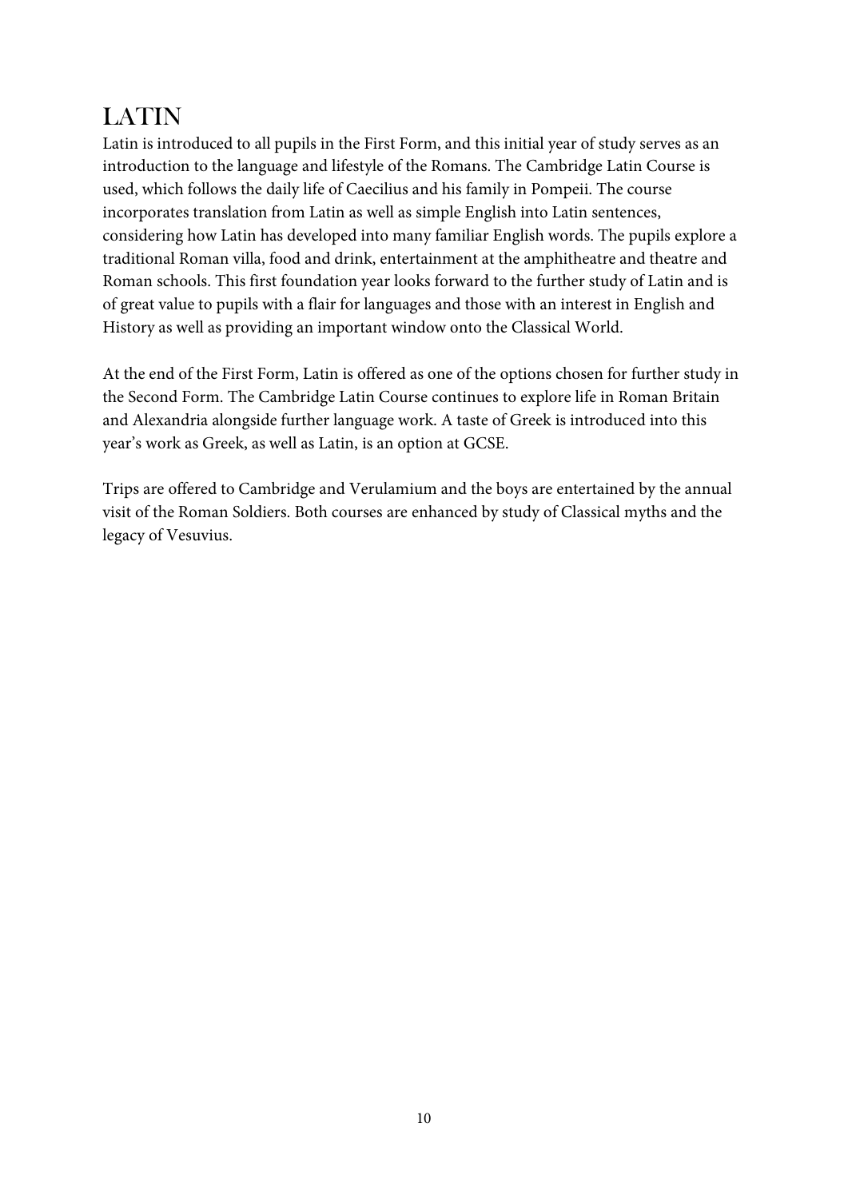# LATIN

Latin is introduced to all pupils in the First Form, and this initial year of study serves as an introduction to the language and lifestyle of the Romans. The Cambridge Latin Course is used, which follows the daily life of Caecilius and his family in Pompeii. The course incorporates translation from Latin as well as simple English into Latin sentences, considering how Latin has developed into many familiar English words. The pupils explore a traditional Roman villa, food and drink, entertainment at the amphitheatre and theatre and Roman schools. This first foundation year looks forward to the further study of Latin and is of great value to pupils with a flair for languages and those with an interest in English and History as well as providing an important window onto the Classical World.

At the end of the First Form, Latin is offered as one of the options chosen for further study in the Second Form. The Cambridge Latin Course continues to explore life in Roman Britain and Alexandria alongside further language work. A taste of Greek is introduced into this year's work as Greek, as well as Latin, is an option at GCSE.

Trips are offered to Cambridge and Verulamium and the boys are entertained by the annual visit of the Roman Soldiers. Both courses are enhanced by study of Classical myths and the legacy of Vesuvius.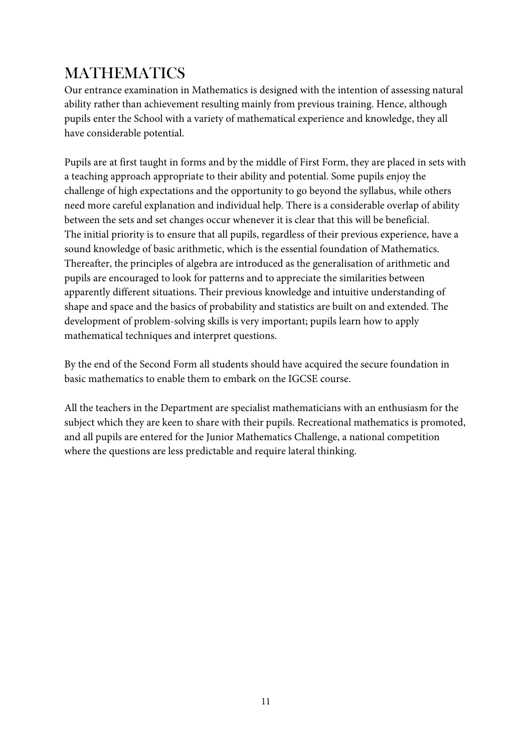# MATHEMATICS

Our entrance examination in Mathematics is designed with the intention of assessing natural ability rather than achievement resulting mainly from previous training. Hence, although pupils enter the School with a variety of mathematical experience and knowledge, they all have considerable potential.

Pupils are at first taught in forms and by the middle of First Form, they are placed in sets with a teaching approach appropriate to their ability and potential. Some pupils enjoy the challenge of high expectations and the opportunity to go beyond the syllabus, while others need more careful explanation and individual help. There is a considerable overlap of ability between the sets and set changes occur whenever it is clear that this will be beneficial. The initial priority is to ensure that all pupils, regardless of their previous experience, have a sound knowledge of basic arithmetic, which is the essential foundation of Mathematics. Thereafter, the principles of algebra are introduced as the generalisation of arithmetic and pupils are encouraged to look for patterns and to appreciate the similarities between apparently different situations. Their previous knowledge and intuitive understanding of shape and space and the basics of probability and statistics are built on and extended. The development of problem-solving skills is very important; pupils learn how to apply mathematical techniques and interpret questions.

By the end of the Second Form all students should have acquired the secure foundation in basic mathematics to enable them to embark on the IGCSE course.

All the teachers in the Department are specialist mathematicians with an enthusiasm for the subject which they are keen to share with their pupils. Recreational mathematics is promoted, and all pupils are entered for the Junior Mathematics Challenge, a national competition where the questions are less predictable and require lateral thinking.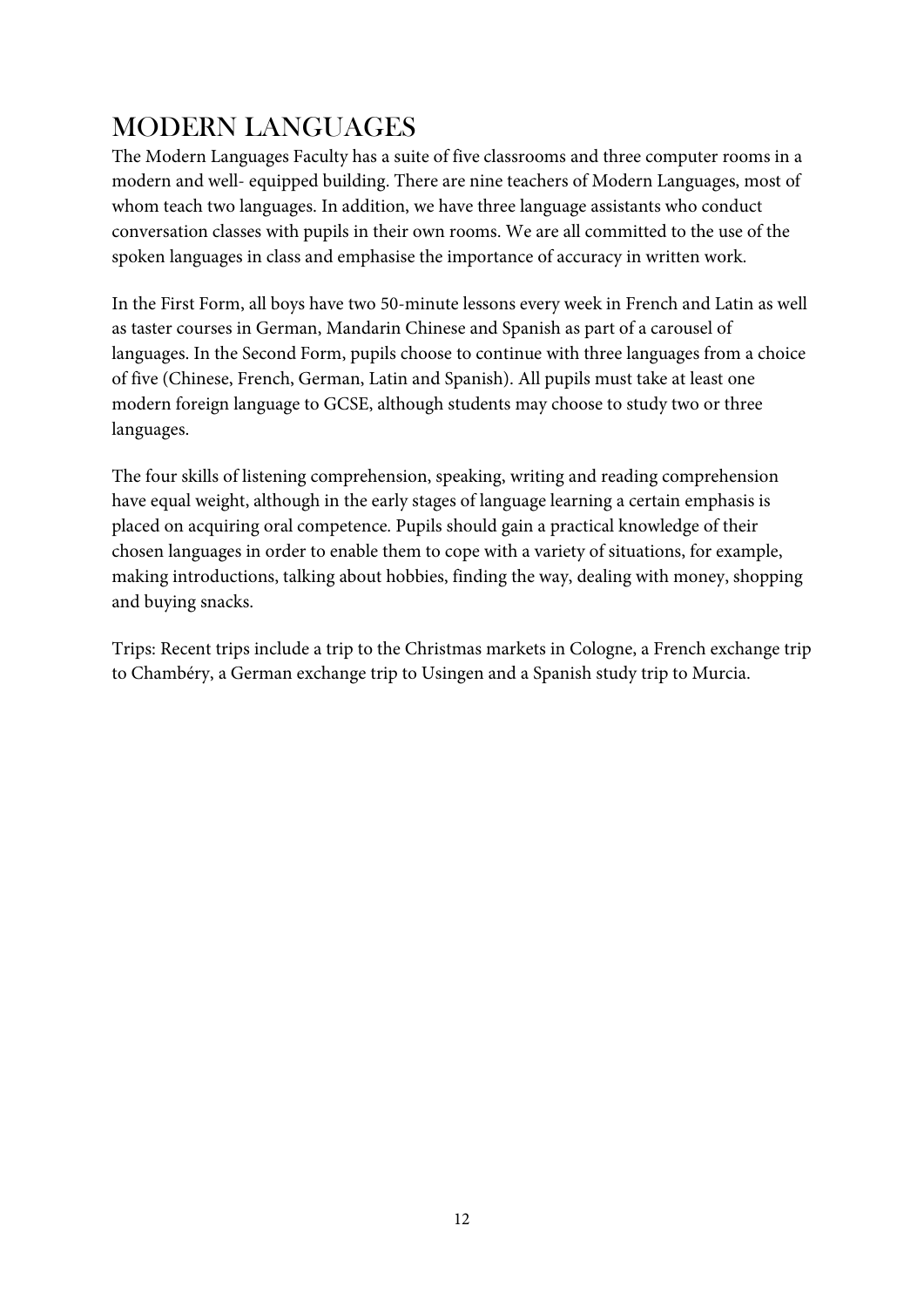# MODERN LANGUAGES

The Modern Languages Faculty has a suite of five classrooms and three computer rooms in a modern and well- equipped building. There are nine teachers of Modern Languages, most of whom teach two languages. In addition, we have three language assistants who conduct conversation classes with pupils in their own rooms. We are all committed to the use of the spoken languages in class and emphasise the importance of accuracy in written work.

In the First Form, all boys have two 50-minute lessons every week in French and Latin as well as taster courses in German, Mandarin Chinese and Spanish as part of a carousel of languages. In the Second Form, pupils choose to continue with three languages from a choice of five (Chinese, French, German, Latin and Spanish). All pupils must take at least one modern foreign language to GCSE, although students may choose to study two or three languages.

The four skills of listening comprehension, speaking, writing and reading comprehension have equal weight, although in the early stages of language learning a certain emphasis is placed on acquiring oral competence. Pupils should gain a practical knowledge of their chosen languages in order to enable them to cope with a variety of situations, for example, making introductions, talking about hobbies, finding the way, dealing with money, shopping and buying snacks.

Trips: Recent trips include a trip to the Christmas markets in Cologne, a French exchange trip to Chambéry, a German exchange trip to Usingen and a Spanish study trip to Murcia.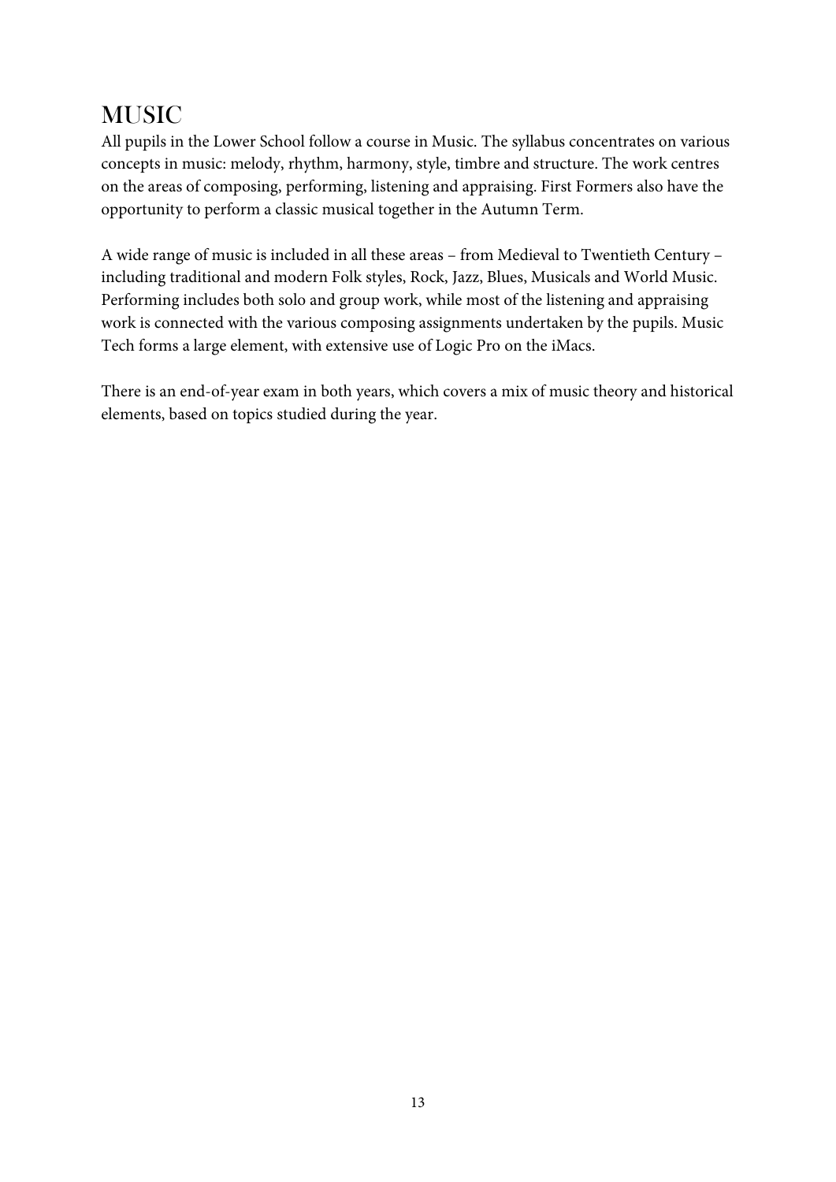# MUSIC

All pupils in the Lower School follow a course in Music. The syllabus concentrates on various concepts in music: melody, rhythm, harmony, style, timbre and structure. The work centres on the areas of composing, performing, listening and appraising. First Formers also have the opportunity to perform a classic musical together in the Autumn Term.

A wide range of music is included in all these areas – from Medieval to Twentieth Century – including traditional and modern Folk styles, Rock, Jazz, Blues, Musicals and World Music. Performing includes both solo and group work, while most of the listening and appraising work is connected with the various composing assignments undertaken by the pupils. Music Tech forms a large element, with extensive use of Logic Pro on the iMacs.

There is an end-of-year exam in both years, which covers a mix of music theory and historical elements, based on topics studied during the year.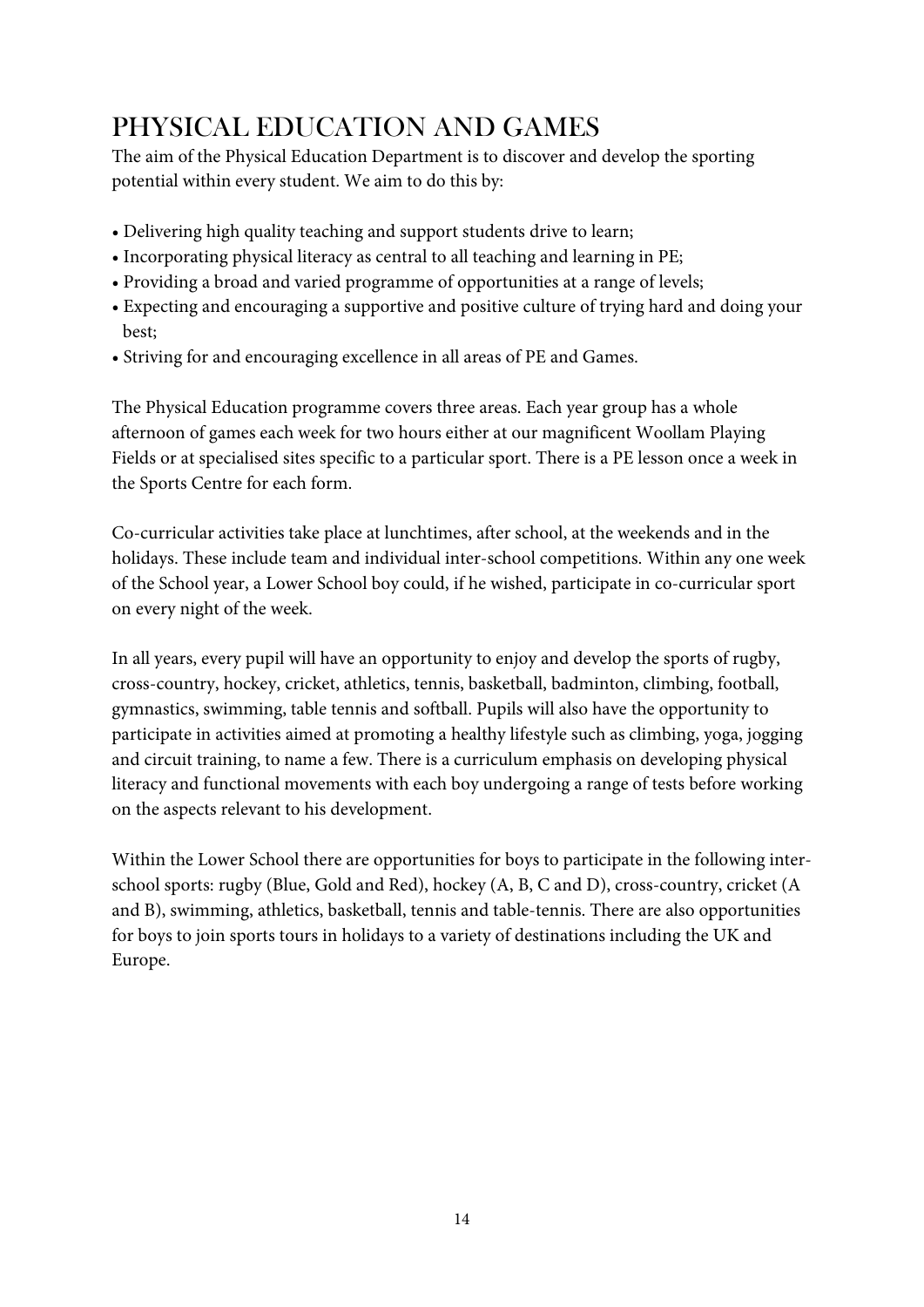# PHYSICAL EDUCATION AND GAMES

The aim of the Physical Education Department is to discover and develop the sporting potential within every student. We aim to do this by:

- Delivering high quality teaching and support students drive to learn;
- Incorporating physical literacy as central to all teaching and learning in PE;
- Providing a broad and varied programme of opportunities at a range of levels;
- Expecting and encouraging a supportive and positive culture of trying hard and doing your best;
- Striving for and encouraging excellence in all areas of PE and Games.

The Physical Education programme covers three areas. Each year group has a whole afternoon of games each week for two hours either at our magnificent Woollam Playing Fields or at specialised sites specific to a particular sport. There is a PE lesson once a week in the Sports Centre for each form.

Co-curricular activities take place at lunchtimes, after school, at the weekends and in the holidays. These include team and individual inter-school competitions. Within any one week of the School year, a Lower School boy could, if he wished, participate in co-curricular sport on every night of the week.

In all years, every pupil will have an opportunity to enjoy and develop the sports of rugby, cross-country, hockey, cricket, athletics, tennis, basketball, badminton, climbing, football, gymnastics, swimming, table tennis and softball. Pupils will also have the opportunity to participate in activities aimed at promoting a healthy lifestyle such as climbing, yoga, jogging and circuit training, to name a few. There is a curriculum emphasis on developing physical literacy and functional movements with each boy undergoing a range of tests before working on the aspects relevant to his development.

Within the Lower School there are opportunities for boys to participate in the following inter-school sports: rugby (Blue, Gold and Red), hockey (A, B, C and D), cross-country, cricket (A and B), swimming, athletics, basketball, tennis and table-tennis. There are also opportunities for boys to join sports tours in holidays to a variety of destinations including the UK and Europe.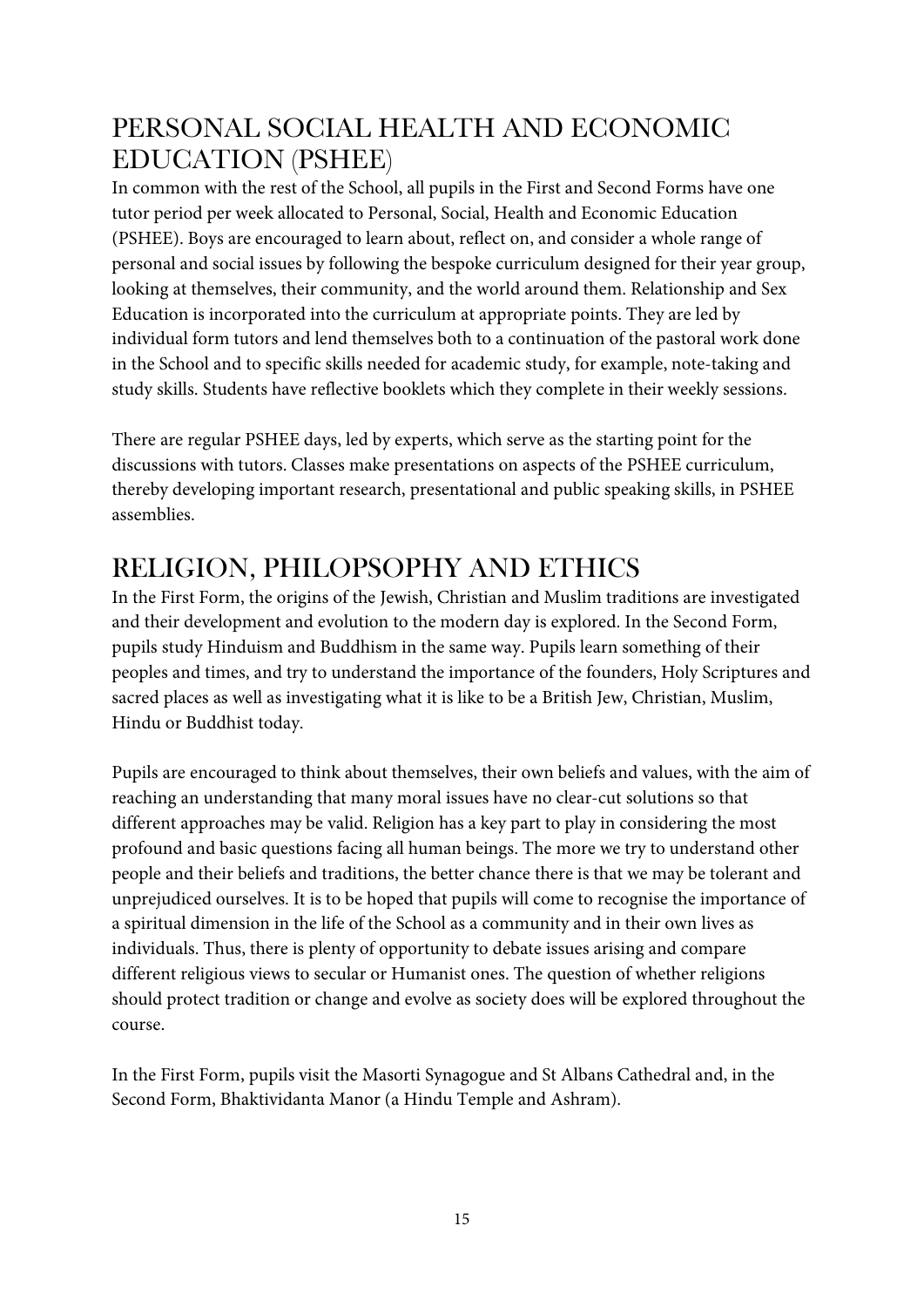## PERSONAL SOCIAL HEALTH AND ECONOMIC EDUCATION (PSHEE)

In common with the rest of the School, all pupils in the First and Second Forms have one tutor period per week allocated to Personal, Social, Health and Economic Education (PSHEE). Boys are encouraged to learn about, reflect on, and consider a whole range of personal and social issues by following the bespoke curriculum designed for their year group, looking at themselves, their community, and the world around them. Relationship and Sex Education is incorporated into the curriculum at appropriate points. They are led by individual form tutors and lend themselves both to a continuation of the pastoral work done in the School and to specific skills needed for academic study, for example, note-taking and study skills. Students have reflective booklets which they complete in their weekly sessions.

There are regular PSHEE days, led by experts, which serve as the starting point for the discussions with tutors. Classes make presentations on aspects of the PSHEE curriculum, thereby developing important research, presentational and public speaking skills, in PSHEE assemblies.

## RELIGION, PHILOPSOPHY AND ETHICS

In the First Form, the origins of the Jewish, Christian and Muslim traditions are investigated and their development and evolution to the modern day is explored. In the Second Form, pupils study Hinduism and Buddhism in the same way. Pupils learn something of their peoples and times, and try to understand the importance of the founders, Holy Scriptures and sacred places as well as investigating what it is like to be a British Jew, Christian, Muslim, Hindu or Buddhist today.

Pupils are encouraged to think about themselves, their own beliefs and values, with the aim of reaching an understanding that many moral issues have no clear-cut solutions so that different approaches may be valid. Religion has a key part to play in considering the most profound and basic questions facing all human beings. The more we try to understand other people and their beliefs and traditions, the better chance there is that we may be tolerant and unprejudiced ourselves. It is to be hoped that pupils will come to recognise the importance of a spiritual dimension in the life of the School as a community and in their own lives as individuals. Thus, there is plenty of opportunity to debate issues arising and compare different religious views to secular or Humanist ones. The question of whether religions should protect tradition or change and evolve as society does will be explored throughout the course.

In the First Form, pupils visit the Masorti Synagogue and St Albans Cathedral and, in the Second Form, Bhaktividanta Manor (a Hindu Temple and Ashram).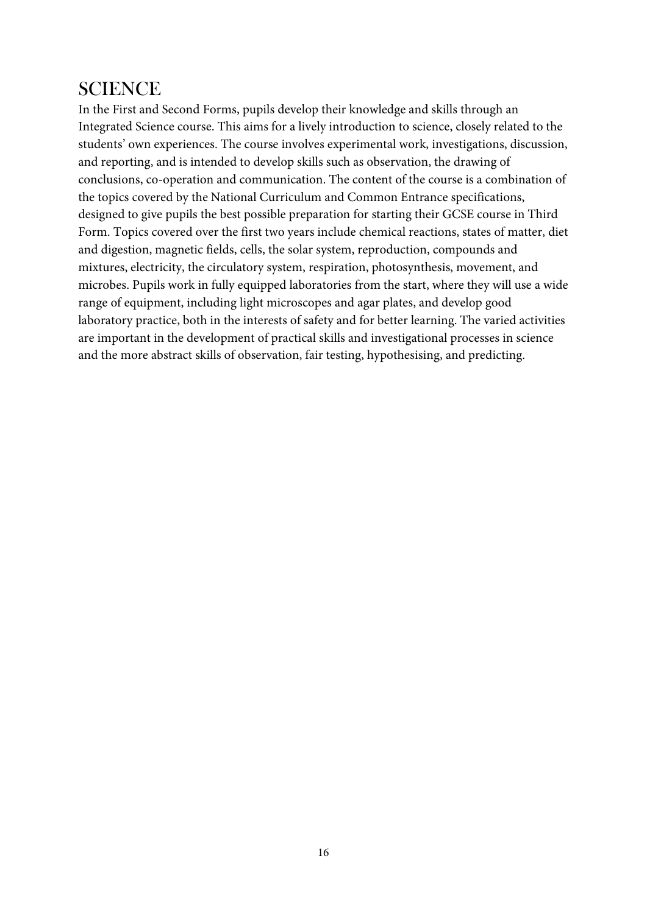## SCIENCE

In the First and Second Forms, pupils develop their knowledge and skills through an Integrated Science course. This aims for a lively introduction to science, closely related to the students' own experiences. The course involves experimental work, investigations, discussion, and reporting, and is intended to develop skills such as observation, the drawing of conclusions, co-operation and communication. The content of the course is a combination of the topics covered by the National Curriculum and Common Entrance specifications, designed to give pupils the best possible preparation for starting their GCSE course in Third Form. Topics covered over the first two years include chemical reactions, states of matter, diet and digestion, magnetic fields, cells, the solar system, reproduction, compounds and mixtures, electricity, the circulatory system, respiration, photosynthesis, movement, and microbes. Pupils work in fully equipped laboratories from the start, where they will use a wide range of equipment, including light microscopes and agar plates, and develop good laboratory practice, both in the interests of safety and for better learning. The varied activities are important in the development of practical skills and investigational processes in science and the more abstract skills of observation, fair testing, hypothesising, and predicting.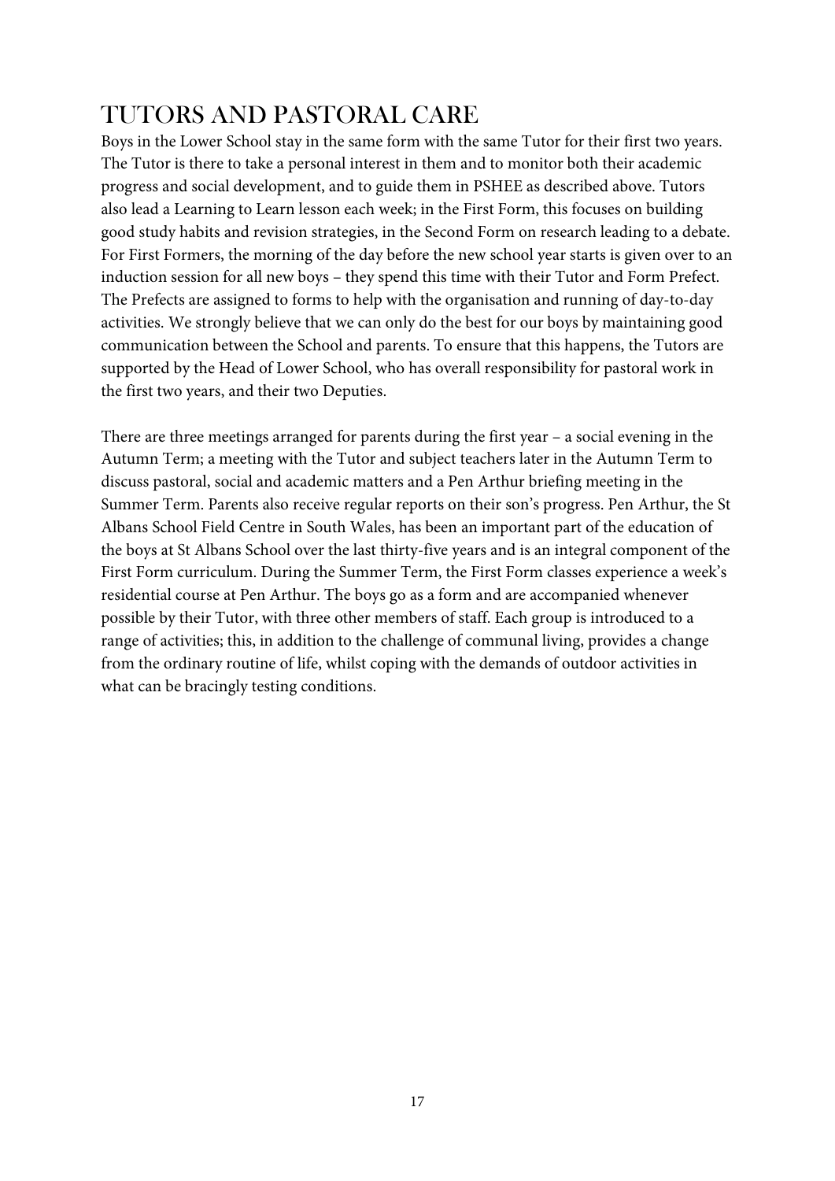# TUTORS AND PASTORAL CARE

Boys in the Lower School stay in the same form with the same Tutor for their first two years. The Tutor is there to take a personal interest in them and to monitor both their academic progress and social development, and to guide them in PSHEE as described above. Tutors also lead a Learning to Learn lesson each week; in the First Form, this focuses on building good study habits and revision strategies, in the Second Form on research leading to a debate. For First Formers, the morning of the day before the new school year starts is given over to an induction session for all new boys – they spend this time with their Tutor and Form Prefect. The Prefects are assigned to forms to help with the organisation and running of day-to-day activities. We strongly believe that we can only do the best for our boys by maintaining good communication between the School and parents. To ensure that this happens, the Tutors are supported by the Head of Lower School, who has overall responsibility for pastoral work in the first two years, and their two Deputies.

There are three meetings arranged for parents during the first year – a social evening in the Autumn Term; a meeting with the Tutor and subject teachers later in the Autumn Term to discuss pastoral, social and academic matters and a Pen Arthur briefing meeting in the Summer Term. Parents also receive regular reports on their son's progress. Pen Arthur, the St Albans School Field Centre in South Wales, has been an important part of the education of the boys at St Albans School over the last thirty-five years and is an integral component of the First Form curriculum. During the Summer Term, the First Form classes experience a week's residential course at Pen Arthur. The boys go as a form and are accompanied whenever possible by their Tutor, with three other members of staff. Each group is introduced to a range of activities; this, in addition to the challenge of communal living, provides a change from the ordinary routine of life, whilst coping with the demands of outdoor activities in what can be bracingly testing conditions.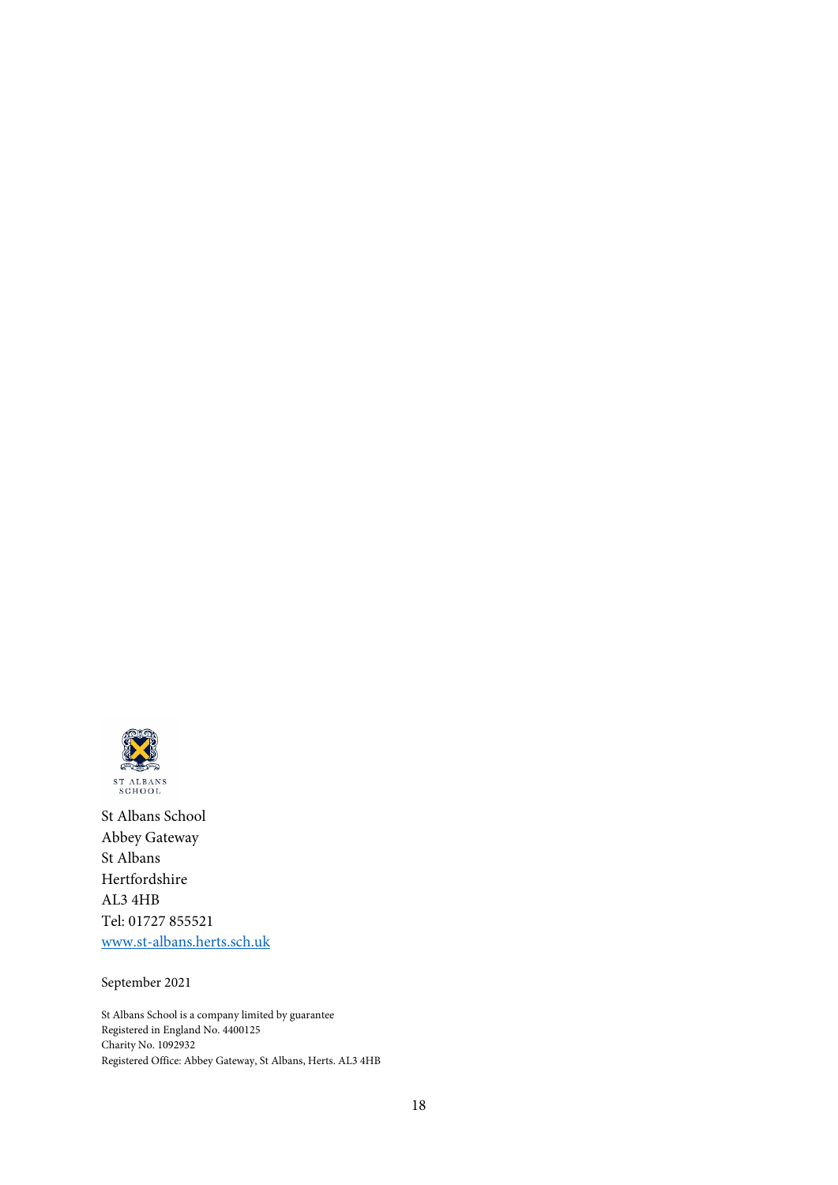ST ALBANS SCHOOL

St Albans School
Abbey Gateway
St Albans
Hertfordshire
AL3 4HB
Tel: 01727 855521
[www.st-albans.herts.sch.uk](http://www.st-albans.herts.sch.uk)

September 2021

St Albans School is a company limited by guarantee
Registered in England No. 4400125
Charity No. 1092932
Registered Office: Abbey Gateway, St Albans, Herts. AL3 4HB